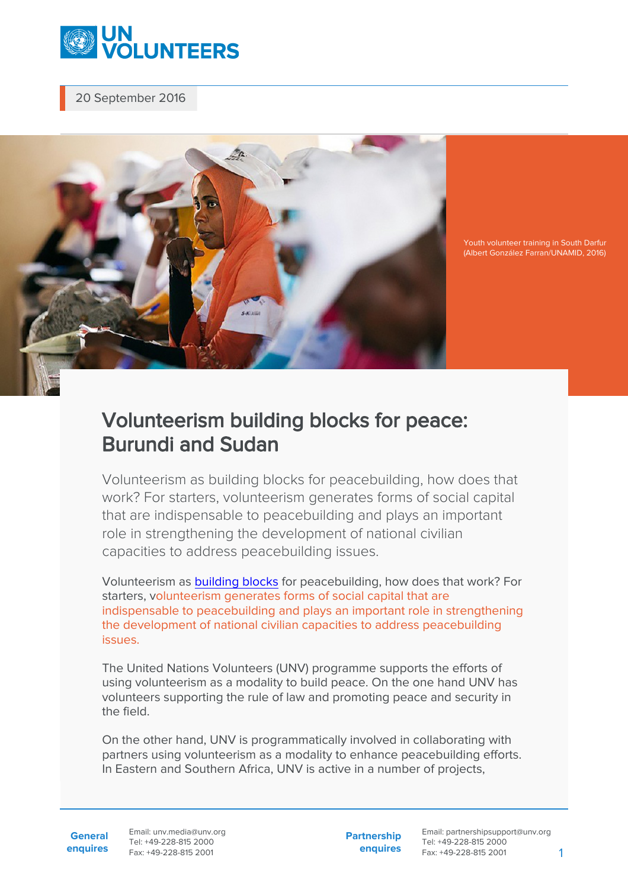20 September 2016

Youth volunteer training in South Darfur (Albert González Farran/UNAMID, 2016)

# Volunteerism building blocks for peace: Burundi and Sudan

Volunteerism as building blocks for peacebuilding, how does that work? For starters, volunteerism generates forms of social capital that are indispensable to peacebuilding and plays an important role in strengthening the development of national civilian capacities to address peacebuilding issues.

Volunteerism as building blocks for peacebuilding, how does that work? For starters, volunteerism generates forms of social capital that are indispensable to peacebuilding and plays an important role in strengthening the development of national civilian capacities to address peacebuilding issues.

The United Nations Volunteers (UNV) programme supports the efforts of using volunteerism as a modality to build peace. On the one hand UNV has volunteers supporting the rule of law and promoting peace and security in the field.

On the other hand, UNV is programmatically involved in collaborating with partners using volunteerism as a modality to enhance peacebuilding efforts. In Eastern and Southern Africa, UNV is active in a number of projects,

**General enquires** Email: unv.media@unv.org Tel: +49-228-815 2000 Fax: +49-228-815 2001

**Partnership enquires** Email: partnershipsupport@unv.org Tel: +49-228-815 2000 Fax: +49-228-815 2001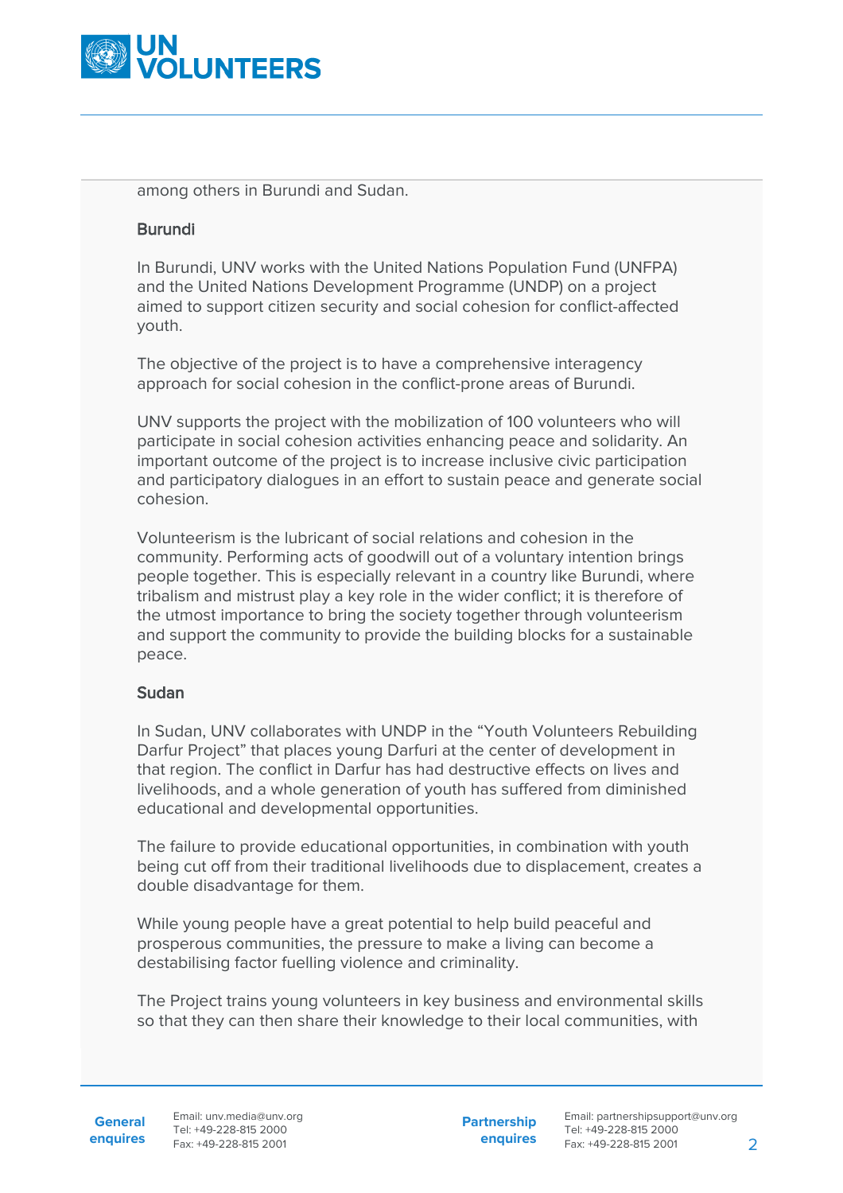among others in Burundi and Sudan.

### Burundi

In Burundi, UNV works with the United Nations Population Fund (UNFPA) and the United Nations Development Programme (UNDP) on a project aimed to support citizen security and social cohesion for conflict-affected youth.

The objective of the project is to have a comprehensive interagency approach for social cohesion in the conflict-prone areas of Burundi.

UNV supports the project with the mobilization of 100 volunteers who will participate in social cohesion activities enhancing peace and solidarity. An important outcome of the project is to increase inclusive civic participation and participatory dialogues in an effort to sustain peace and generate social cohesion.

Volunteerism is the lubricant of social relations and cohesion in the community. Performing acts of goodwill out of a voluntary intention brings people together. This is especially relevant in a country like Burundi, where tribalism and mistrust play a key role in the wider conflict; it is therefore of the utmost importance to bring the society together through volunteerism and support the community to provide the building blocks for a sustainable peace.

### Sudan

In Sudan, UNV collaborates with UNDP in the “Youth Volunteers Rebuilding Darfur Project” that places young Darfuri at the center of development in that region. The conflict in Darfur has had destructive effects on lives and livelihoods, and a whole generation of youth has suffered from diminished educational and developmental opportunities.

The failure to provide educational opportunities, in combination with youth being cut off from their traditional livelihoods due to displacement, creates a double disadvantage for them.

While young people have a great potential to help build peaceful and prosperous communities, the pressure to make a living can become a destabilising factor fuelling violence and criminality.

The Project trains young volunteers in key business and environmental skills so that they can then share their knowledge to their local communities, with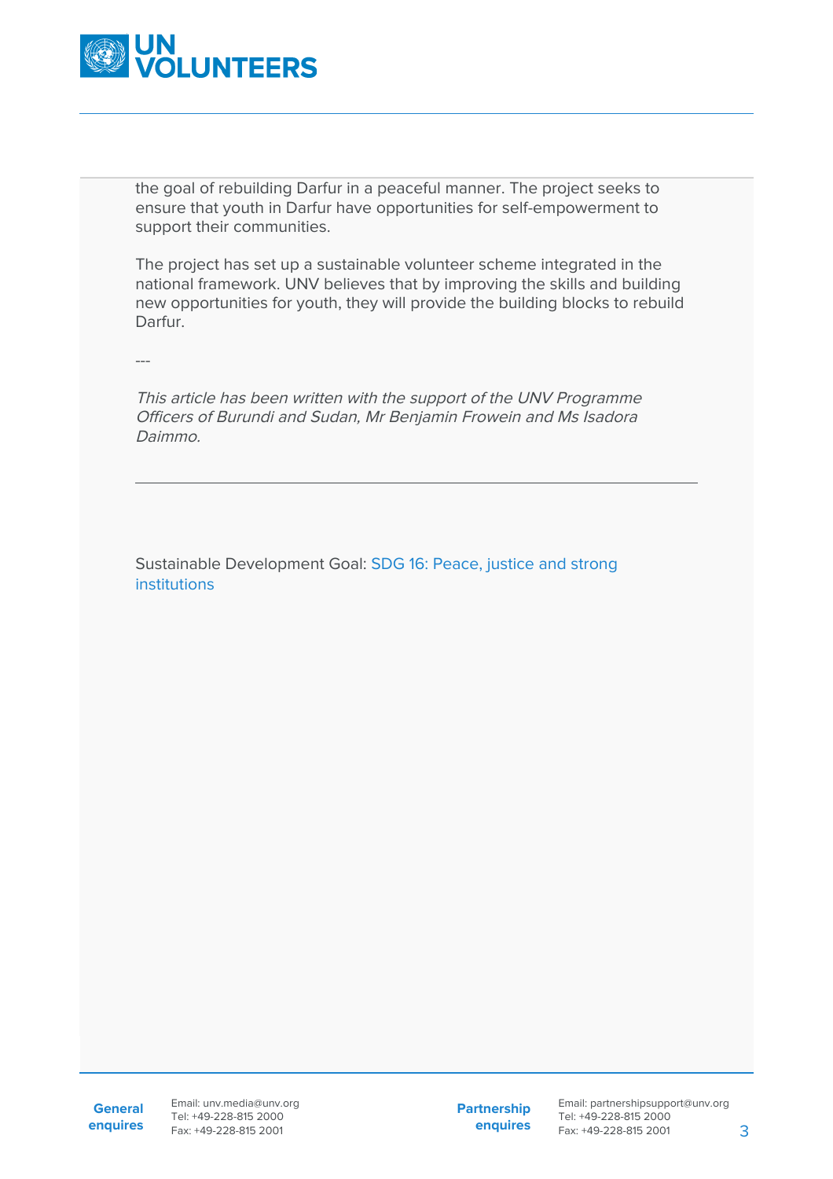the goal of rebuilding Darfur in a peaceful manner. The project seeks to ensure that youth in Darfur have opportunities for self-empowerment to support their communities.

The project has set up a sustainable volunteer scheme integrated in the national framework. UNV believes that by improving the skills and building new opportunities for youth, they will provide the building blocks to rebuild Darfur.

---

*This article has been written with the support of the UNV Programme Officers of Burundi and Sudan, Mr Benjamin Frowein and Ms Isadora Daimmo.*

---

Sustainable Development Goal: SDG 16: Peace, justice and strong institutions

**General enquires** Email: unv.media@unv.org Tel: +49-228-815 2000 Fax: +49-228-815 2001

**Partnership enquires** Email: partnershipsupport@unv.org Tel: +49-228-815 2000 Fax: +49-228-815 2001